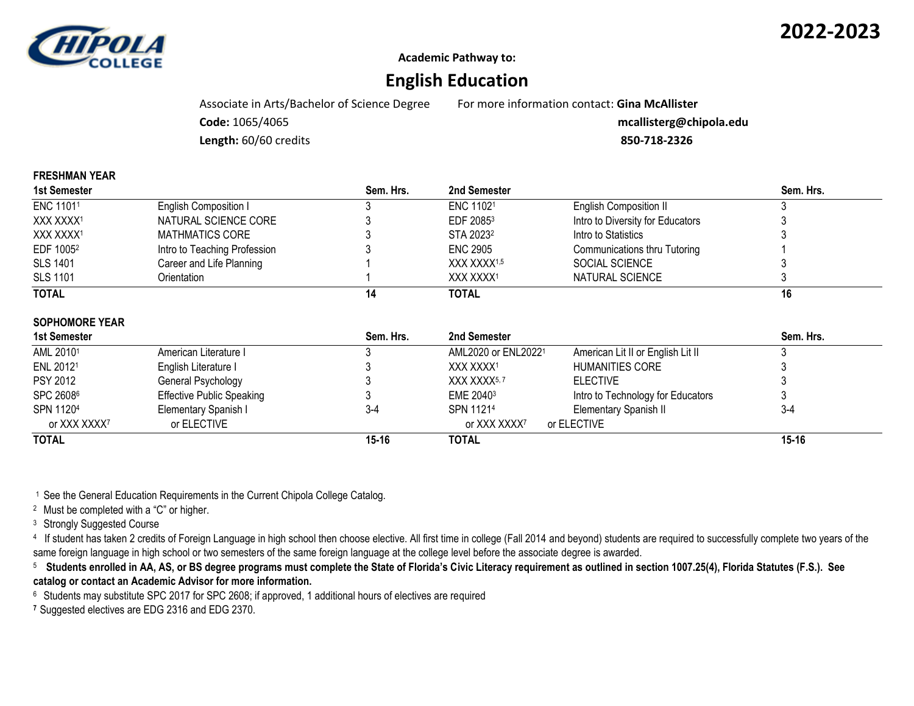# 2022-2023

**Academic Pathway to:**

## English Education

Associate in Arts/Bachelor of Science Degree

**Code:** 1065/4065

**Length:** 60/60 credits

For more information contact: **Gina McAllister**
**mcallisterg@chipola.edu**
**850-718-2326**

### FRESHMAN YEAR

| 1st Semester | | Sem. Hrs. | 2nd Semester | | Sem. Hrs. |
|---|---|---|---|---|---|
| ENC 1101[1] | English Composition I | 3 | ENC 1102[1] | English Composition II | 3 |
| XXX XXXX[1] | NATURAL SCIENCE CORE | 3 | EDF 2085[3] | Intro to Diversity for Educators | 3 |
| XXX XXXX[1] | MATHMATICS CORE | 3 | STA 2023[2] | Intro to Statistics | 3 |
| EDF 1005[2] | Intro to Teaching Profession | 3 | ENC 2905 | Communications thru Tutoring | 1 |
| SLS 1401 | Career and Life Planning | 1 | XXX XXXX[1,5] | SOCIAL SCIENCE | 3 |
| SLS 1101 | Orientation | 1 | XXX XXXX[1] | NATURAL SCIENCE | 3 |
| **TOTAL** | | **14** | **TOTAL** | | **16** |

### SOPHOMORE YEAR

| 1st Semester | | Sem. Hrs. | 2nd Semester | | Sem. Hrs. |
|---|---|---|---|---|---|
| AML 2010[1] | American Literature I | 3 | AML2020 or ENL2022[1] | American Lit II or English Lit II | 3 |
| ENL 2012[1] | English Literature I | 3 | XXX XXXX[1] | HUMANITIES CORE | 3 |
| PSY 2012 | General Psychology | 3 | XXX XXXX[5,7] | ELECTIVE | 3 |
| SPC 2608[6] | Effective Public Speaking | 3 | EME 2040[3] | Intro to Technology for Educators | 3 |
| SPN 1120[4] | Elementary Spanish I | 3-4 | SPN 1121[4] | Elementary Spanish II | 3-4 |
| or XXX XXXX[7] | or ELECTIVE | | or XXX XXXX[7] | or ELECTIVE | |
| **TOTAL** | | **15-16** | **TOTAL** | | **15-16** |

[1] See the General Education Requirements in the Current Chipola College Catalog.

[2] Must be completed with a "C" or higher.

[3] Strongly Suggested Course

[4] If student has taken 2 credits of Foreign Language in high school then choose elective. All first time in college (Fall 2014 and beyond) students are required to successfully complete two years of the same foreign language in high school or two semesters of the same foreign language at the college level before the associate degree is awarded.

[5] **Students enrolled in AA, AS, or BS degree programs must complete the State of Florida's Civic Literacy requirement as outlined in section 1007.25(4), Florida Statutes (F.S.). See catalog or contact an Academic Advisor for more information.**

[6] Students may substitute SPC 2017 for SPC 2608; if approved, 1 additional hours of electives are required

[7] Suggested electives are EDG 2316 and EDG 2370.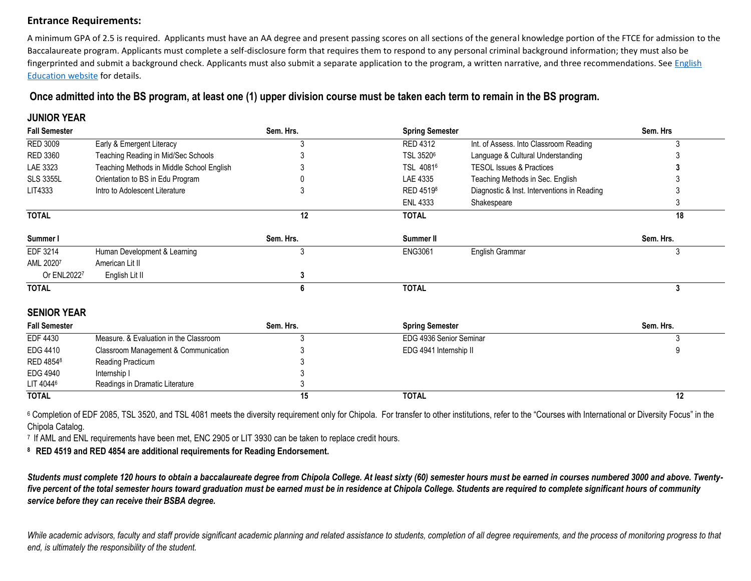**Entrance Requirements:**

A minimum GPA of 2.5 is required. Applicants must have an AA degree and present passing scores on all sections of the general knowledge portion of the FTCE for admission to the Baccalaureate program. Applicants must complete a self-disclosure form that requires them to respond to any personal criminal background information; they must also be fingerprinted and submit a background check. Applicants must also submit a separate application to the program, a written narrative, and three recommendations. See English Education website for details.

**Once admitted into the BS program, at least one (1) upper division course must be taken each term to remain in the BS program.**

## JUNIOR YEAR

| Fall Semester | | Sem. Hrs. | Spring Semester | | Sem. Hrs |
|---|---|---|---|---|---|
| RED 3009 | Early & Emergent Literacy | 3 | RED 4312 | Int. of Assess. Into Classroom Reading | 3 |
| RED 3360 | Teaching Reading in Mid/Sec Schools | 3 | TSL 3520[6] | Language & Cultural Understanding | 3 |
| LAE 3323 | Teaching Methods in Middle School English | 3 | TSL 4081[6] | TESOL Issues & Practices | **3** |
| SLS 3355L | Orientation to BS in Edu Program | 0 | LAE 4335 | Teaching Methods in Sec. English | 3 |
| LIT4333 | Intro to Adolescent Literature | 3 | RED 4519[8] | Diagnostic & Inst. Interventions in Reading | 3 |
| | | | ENL 4333 | Shakespeare | 3 |
| **TOTAL** | | **12** | **TOTAL** | | **18** |

| Summer I | | Sem. Hrs. | Summer II | | Sem. Hrs. |
|---|---|---|---|---|---|
| EDF 3214 | Human Development & Learning | 3 | ENG3061 | English Grammar | 3 |
| AML 2020[7] | American Lit II | | | | |
| Or ENL2022[7] | English Lit II | **3** | | | |
| **TOTAL** | | **6** | **TOTAL** | | **3** |

## SENIOR YEAR

| Fall Semester | | Sem. Hrs. | Spring Semester | | Sem. Hrs. |
|---|---|---|---|---|---|
| EDF 4430 | Measure. & Evaluation in the Classroom | 3 | EDG 4936 Senior Seminar | | 3 |
| EDG 4410 | Classroom Management & Communication | 3 | EDG 4941 Internship II | | 9 |
| RED 4854[8] | Reading Practicum | 3 | | | |
| EDG 4940 | Internship I | 3 | | | |
| LIT 4044[6] | Readings in Dramatic Literature | 3 | | | |
| **TOTAL** | | **15** | **TOTAL** | | **12** |

[6] Completion of EDF 2085, TSL 3520, and TSL 4081 meets the diversity requirement only for Chipola. For transfer to other institutions, refer to the "Courses with International or Diversity Focus" in the Chipola Catalog.

[7] If AML and ENL requirements have been met, ENC 2905 or LIT 3930 can be taken to replace credit hours.

**[8] RED 4519 and RED 4854 are additional requirements for Reading Endorsement.**

***Students must complete 120 hours to obtain a baccalaureate degree from Chipola College. At least sixty (60) semester hours must be earned in courses numbered 3000 and above. Twenty-five percent of the total semester hours toward graduation must be earned must be in residence at Chipola College. Students are required to complete significant hours of community service before they can receive their BSBA degree.***

*While academic advisors, faculty and staff provide significant academic planning and related assistance to students, completion of all degree requirements, and the process of monitoring progress to that end, is ultimately the responsibility of the student.*